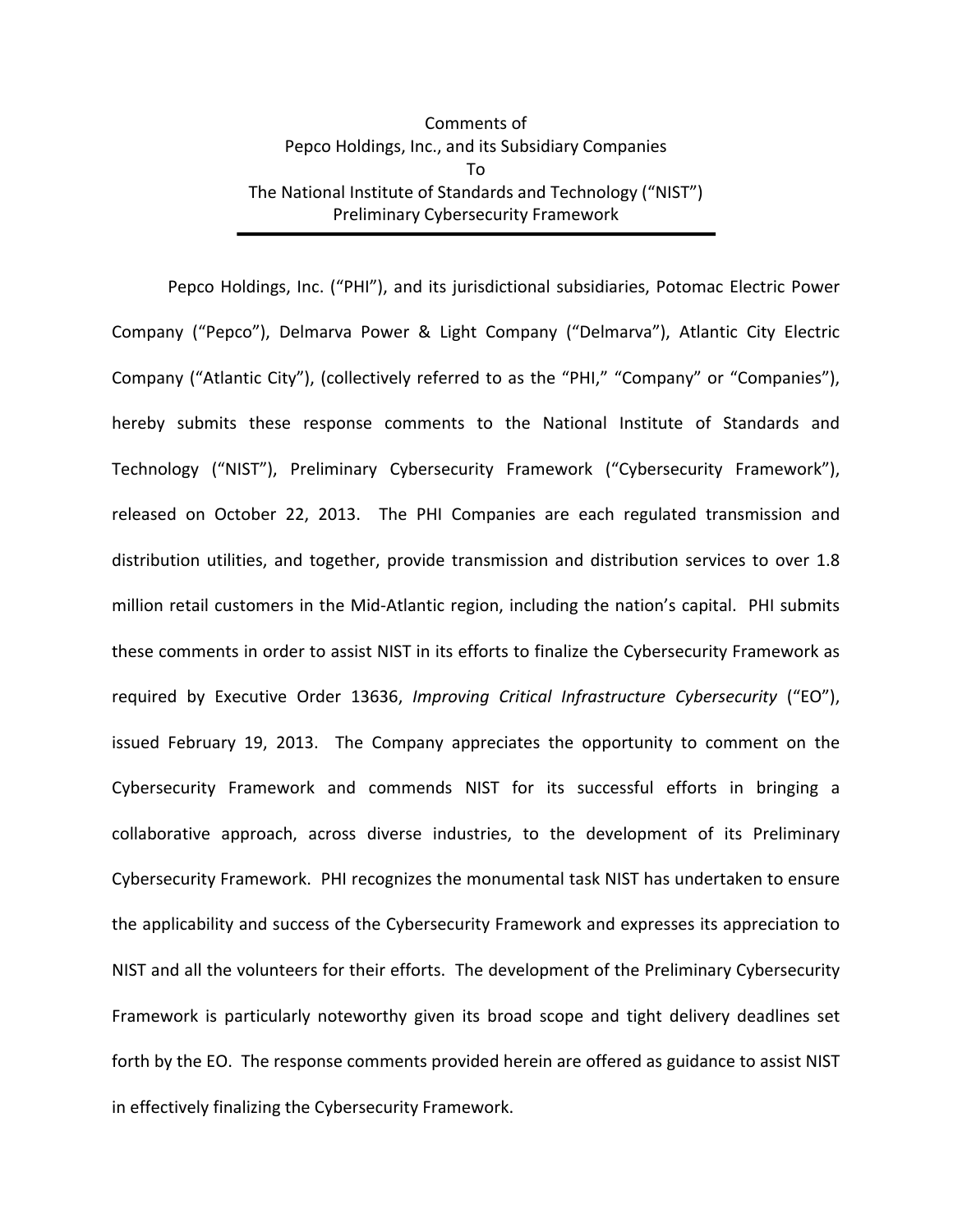Comments of
Pepco Holdings, Inc., and its Subsidiary Companies
To
The National Institute of Standards and Technology ("NIST")
Preliminary Cybersecurity Framework

---

Pepco Holdings, Inc. ("PHI"), and its jurisdictional subsidiaries, Potomac Electric Power Company ("Pepco"), Delmarva Power & Light Company ("Delmarva"), Atlantic City Electric Company ("Atlantic City"), (collectively referred to as the "PHI," "Company" or "Companies"), hereby submits these response comments to the National Institute of Standards and Technology ("NIST"), Preliminary Cybersecurity Framework ("Cybersecurity Framework"), released on October 22, 2013. The PHI Companies are each regulated transmission and distribution utilities, and together, provide transmission and distribution services to over 1.8 million retail customers in the Mid-Atlantic region, including the nation's capital. PHI submits these comments in order to assist NIST in its efforts to finalize the Cybersecurity Framework as required by Executive Order 13636, *Improving Critical Infrastructure Cybersecurity* ("EO"), issued February 19, 2013. The Company appreciates the opportunity to comment on the Cybersecurity Framework and commends NIST for its successful efforts in bringing a collaborative approach, across diverse industries, to the development of its Preliminary Cybersecurity Framework. PHI recognizes the monumental task NIST has undertaken to ensure the applicability and success of the Cybersecurity Framework and expresses its appreciation to NIST and all the volunteers for their efforts. The development of the Preliminary Cybersecurity Framework is particularly noteworthy given its broad scope and tight delivery deadlines set forth by the EO. The response comments provided herein are offered as guidance to assist NIST in effectively finalizing the Cybersecurity Framework.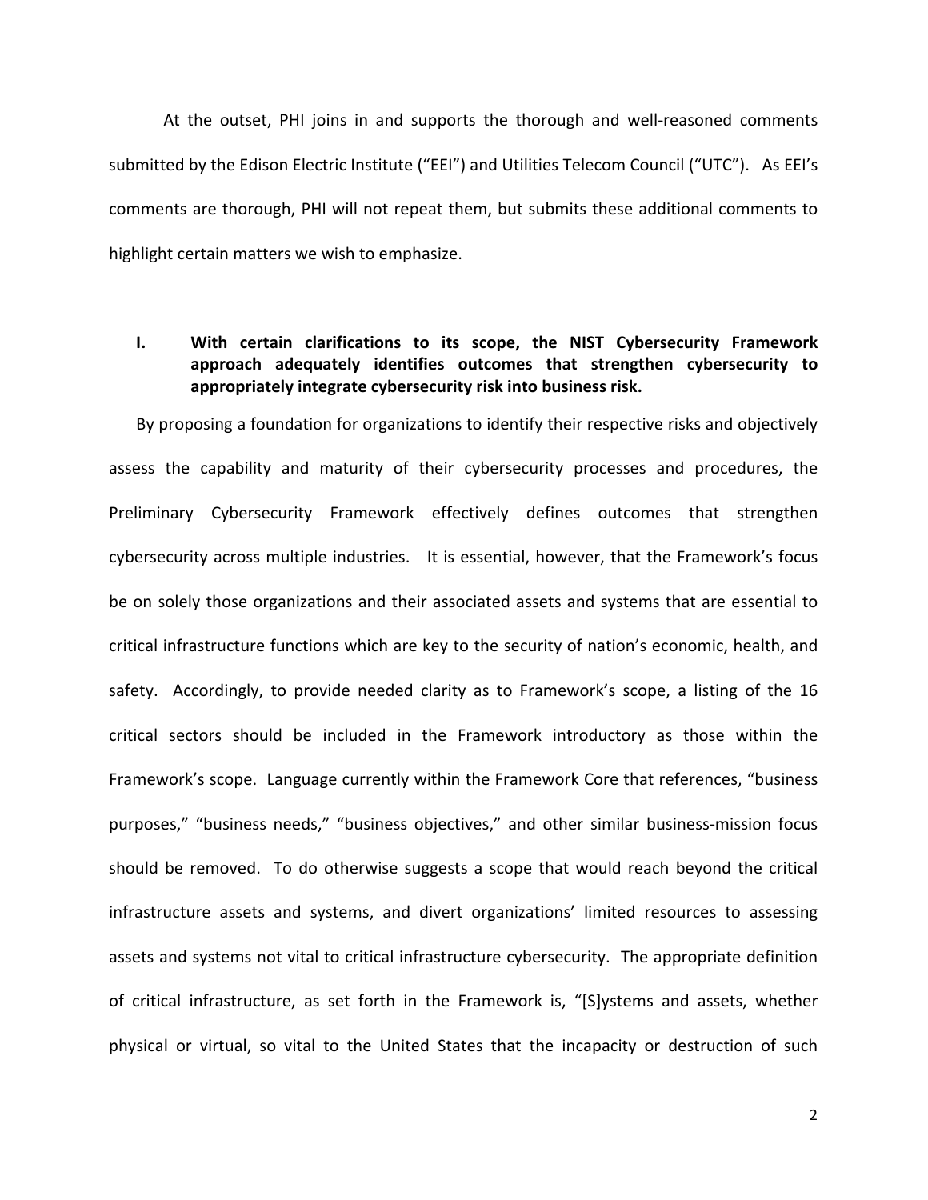At the outset, PHI joins in and supports the thorough and well-reasoned comments submitted by the Edison Electric Institute ("EEI") and Utilities Telecom Council ("UTC"). As EEI's comments are thorough, PHI will not repeat them, but submits these additional comments to highlight certain matters we wish to emphasize.

## I. With certain clarifications to its scope, the NIST Cybersecurity Framework approach adequately identifies outcomes that strengthen cybersecurity to appropriately integrate cybersecurity risk into business risk.

By proposing a foundation for organizations to identify their respective risks and objectively assess the capability and maturity of their cybersecurity processes and procedures, the Preliminary Cybersecurity Framework effectively defines outcomes that strengthen cybersecurity across multiple industries. It is essential, however, that the Framework's focus be on solely those organizations and their associated assets and systems that are essential to critical infrastructure functions which are key to the security of nation's economic, health, and safety. Accordingly, to provide needed clarity as to Framework's scope, a listing of the 16 critical sectors should be included in the Framework introductory as those within the Framework's scope. Language currently within the Framework Core that references, "business purposes," "business needs," "business objectives," and other similar business-mission focus should be removed. To do otherwise suggests a scope that would reach beyond the critical infrastructure assets and systems, and divert organizations' limited resources to assessing assets and systems not vital to critical infrastructure cybersecurity. The appropriate definition of critical infrastructure, as set forth in the Framework is, "[S]ystems and assets, whether physical or virtual, so vital to the United States that the incapacity or destruction of such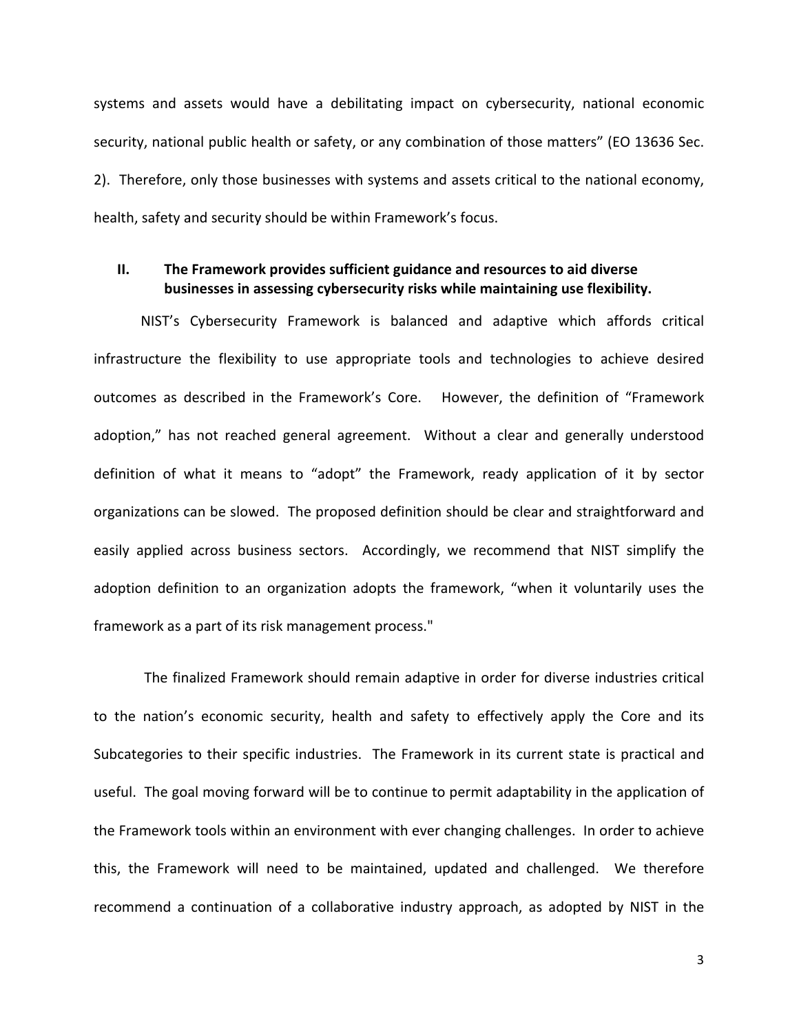systems and assets would have a debilitating impact on cybersecurity, national economic security, national public health or safety, or any combination of those matters" (EO 13636 Sec. 2). Therefore, only those businesses with systems and assets critical to the national economy, health, safety and security should be within Framework's focus.

## II. The Framework provides sufficient guidance and resources to aid diverse businesses in assessing cybersecurity risks while maintaining use flexibility.

NIST's Cybersecurity Framework is balanced and adaptive which affords critical infrastructure the flexibility to use appropriate tools and technologies to achieve desired outcomes as described in the Framework's Core. However, the definition of "Framework adoption," has not reached general agreement. Without a clear and generally understood definition of what it means to "adopt" the Framework, ready application of it by sector organizations can be slowed. The proposed definition should be clear and straightforward and easily applied across business sectors. Accordingly, we recommend that NIST simplify the adoption definition to an organization adopts the framework, "when it voluntarily uses the framework as a part of its risk management process."

The finalized Framework should remain adaptive in order for diverse industries critical to the nation's economic security, health and safety to effectively apply the Core and its Subcategories to their specific industries. The Framework in its current state is practical and useful. The goal moving forward will be to continue to permit adaptability in the application of the Framework tools within an environment with ever changing challenges. In order to achieve this, the Framework will need to be maintained, updated and challenged. We therefore recommend a continuation of a collaborative industry approach, as adopted by NIST in the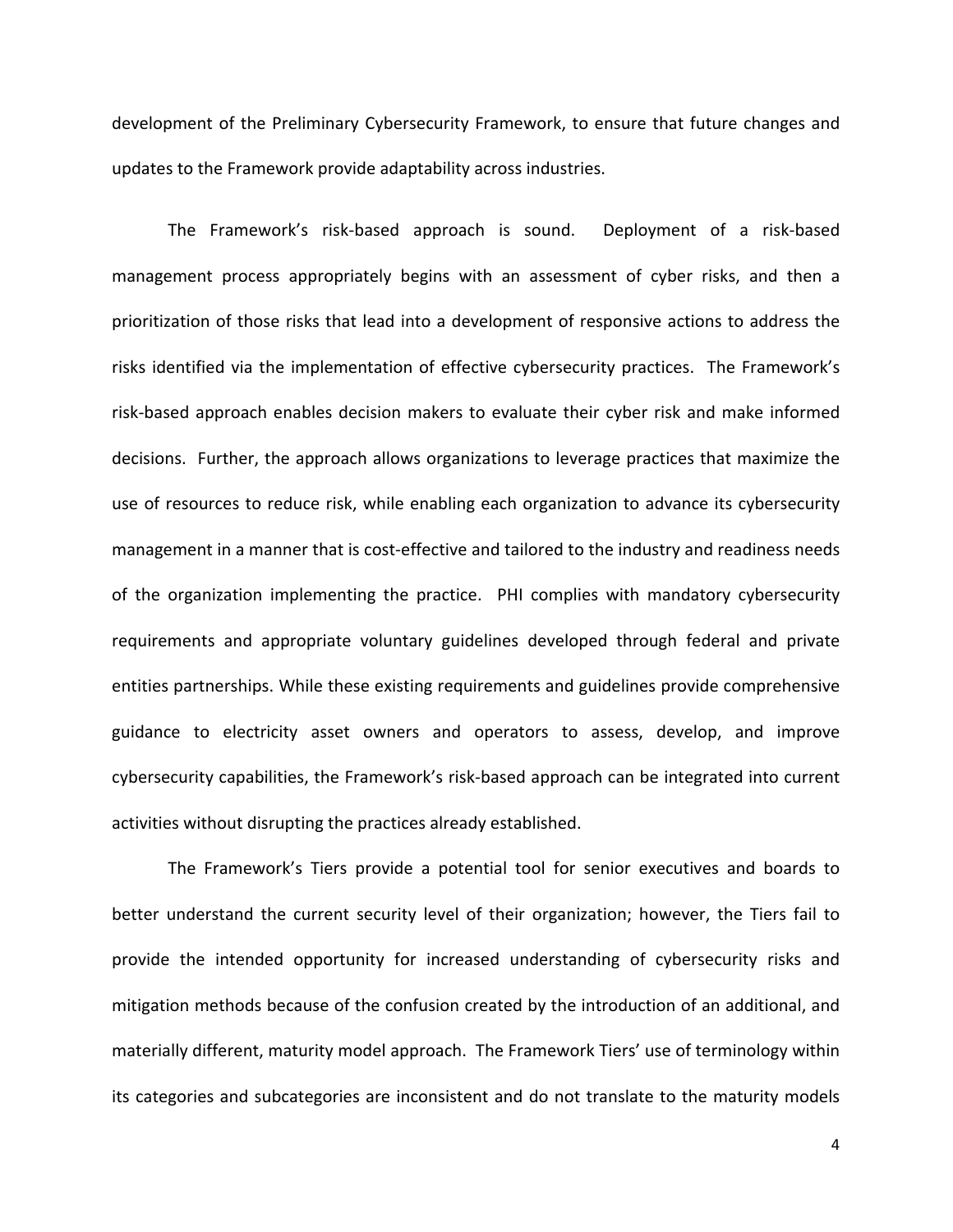development of the Preliminary Cybersecurity Framework, to ensure that future changes and updates to the Framework provide adaptability across industries.

The Framework's risk-based approach is sound. Deployment of a risk-based management process appropriately begins with an assessment of cyber risks, and then a prioritization of those risks that lead into a development of responsive actions to address the risks identified via the implementation of effective cybersecurity practices. The Framework's risk-based approach enables decision makers to evaluate their cyber risk and make informed decisions. Further, the approach allows organizations to leverage practices that maximize the use of resources to reduce risk, while enabling each organization to advance its cybersecurity management in a manner that is cost-effective and tailored to the industry and readiness needs of the organization implementing the practice. PHI complies with mandatory cybersecurity requirements and appropriate voluntary guidelines developed through federal and private entities partnerships. While these existing requirements and guidelines provide comprehensive guidance to electricity asset owners and operators to assess, develop, and improve cybersecurity capabilities, the Framework's risk-based approach can be integrated into current activities without disrupting the practices already established.

The Framework's Tiers provide a potential tool for senior executives and boards to better understand the current security level of their organization; however, the Tiers fail to provide the intended opportunity for increased understanding of cybersecurity risks and mitigation methods because of the confusion created by the introduction of an additional, and materially different, maturity model approach. The Framework Tiers' use of terminology within its categories and subcategories are inconsistent and do not translate to the maturity models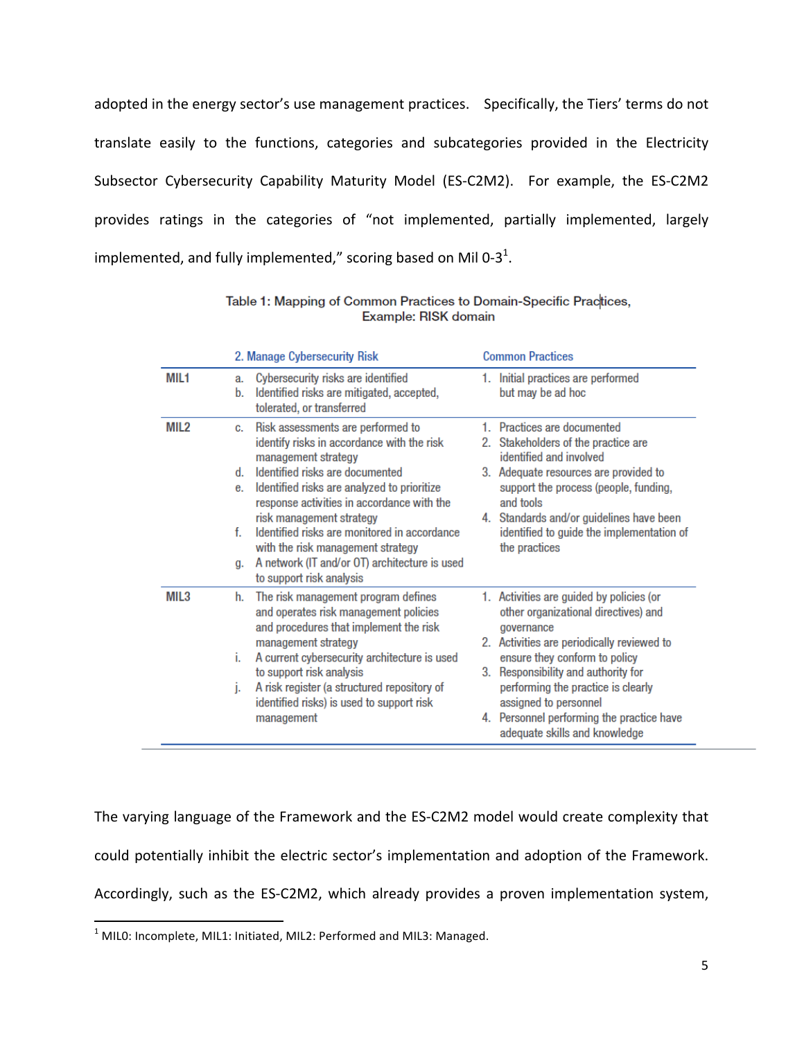adopted in the energy sector's use management practices. Specifically, the Tiers' terms do not translate easily to the functions, categories and subcategories provided in the Electricity Subsector Cybersecurity Capability Maturity Model (ES-C2M2). For example, the ES-C2M2 provides ratings in the categories of "not implemented, partially implemented, largely implemented, and fully implemented," scoring based on Mil 0-3[1].

Table 1: Mapping of Common Practices to Domain-Specific Practices, Example: RISK domain

| | 2. Manage Cybersecurity Risk | Common Practices |
|---|---|---|
| MIL1 | a. Cybersecurity risks are identified<br>b. Identified risks are mitigated, accepted, tolerated, or transferred | 1. Initial practices are performed but may be ad hoc |
| MIL2 | c. Risk assessments are performed to identify risks in accordance with the risk management strategy<br>d. Identified risks are documented<br>e. Identified risks are analyzed to prioritize response activities in accordance with the risk management strategy<br>f. Identified risks are monitored in accordance with the risk management strategy<br>g. A network (IT and/or OT) architecture is used to support risk analysis | 1. Practices are documented<br>2. Stakeholders of the practice are identified and involved<br>3. Adequate resources are provided to support the process (people, funding, and tools<br>4. Standards and/or guidelines have been identified to guide the implementation of the practices |
| MIL3 | h. The risk management program defines and operates risk management policies and procedures that implement the risk management strategy<br>i. A current cybersecurity architecture is used to support risk analysis<br>j. A risk register (a structured repository of identified risks) is used to support risk management | 1. Activities are guided by policies (or other organizational directives) and governance<br>2. Activities are periodically reviewed to ensure they conform to policy<br>3. Responsibility and authority for performing the practice is clearly assigned to personnel<br>4. Personnel performing the practice have adequate skills and knowledge |

The varying language of the Framework and the ES-C2M2 model would create complexity that could potentially inhibit the electric sector's implementation and adoption of the Framework. Accordingly, such as the ES-C2M2, which already provides a proven implementation system,

[1] MIL0: Incomplete, MIL1: Initiated, MIL2: Performed and MIL3: Managed.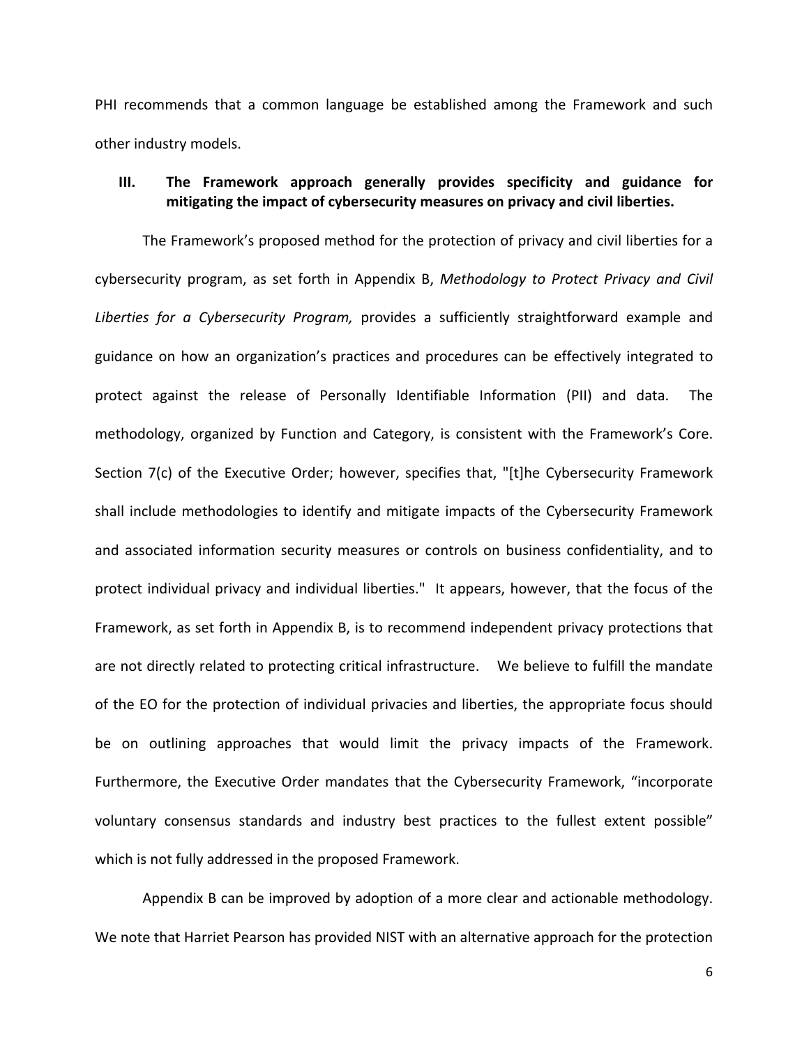PHI recommends that a common language be established among the Framework and such other industry models.

## III. The Framework approach generally provides specificity and guidance for mitigating the impact of cybersecurity measures on privacy and civil liberties.

The Framework's proposed method for the protection of privacy and civil liberties for a cybersecurity program, as set forth in Appendix B, *Methodology to Protect Privacy and Civil Liberties for a Cybersecurity Program,* provides a sufficiently straightforward example and guidance on how an organization's practices and procedures can be effectively integrated to protect against the release of Personally Identifiable Information (PII) and data. The methodology, organized by Function and Category, is consistent with the Framework's Core. Section 7(c) of the Executive Order; however, specifies that, "[t]he Cybersecurity Framework shall include methodologies to identify and mitigate impacts of the Cybersecurity Framework and associated information security measures or controls on business confidentiality, and to protect individual privacy and individual liberties." It appears, however, that the focus of the Framework, as set forth in Appendix B, is to recommend independent privacy protections that are not directly related to protecting critical infrastructure. We believe to fulfill the mandate of the EO for the protection of individual privacies and liberties, the appropriate focus should be on outlining approaches that would limit the privacy impacts of the Framework. Furthermore, the Executive Order mandates that the Cybersecurity Framework, "incorporate voluntary consensus standards and industry best practices to the fullest extent possible" which is not fully addressed in the proposed Framework.

Appendix B can be improved by adoption of a more clear and actionable methodology. We note that Harriet Pearson has provided NIST with an alternative approach for the protection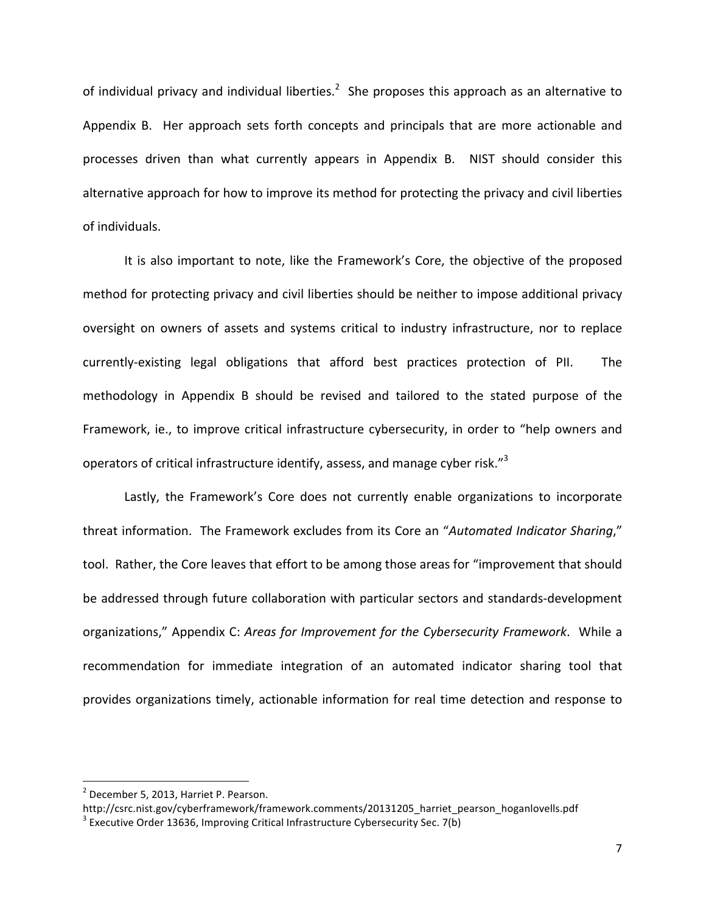of individual privacy and individual liberties.[2] She proposes this approach as an alternative to Appendix B. Her approach sets forth concepts and principals that are more actionable and processes driven than what currently appears in Appendix B. NIST should consider this alternative approach for how to improve its method for protecting the privacy and civil liberties of individuals.

It is also important to note, like the Framework's Core, the objective of the proposed method for protecting privacy and civil liberties should be neither to impose additional privacy oversight on owners of assets and systems critical to industry infrastructure, nor to replace currently-existing legal obligations that afford best practices protection of PII. The methodology in Appendix B should be revised and tailored to the stated purpose of the Framework, ie., to improve critical infrastructure cybersecurity, in order to "help owners and operators of critical infrastructure identify, assess, and manage cyber risk."[3]

Lastly, the Framework's Core does not currently enable organizations to incorporate threat information. The Framework excludes from its Core an "*Automated Indicator Sharing*," tool. Rather, the Core leaves that effort to be among those areas for "improvement that should be addressed through future collaboration with particular sectors and standards-development organizations," Appendix C: *Areas for Improvement for the Cybersecurity Framework*. While a recommendation for immediate integration of an automated indicator sharing tool that provides organizations timely, actionable information for real time detection and response to

---

[2] December 5, 2013, Harriet P. Pearson.
http://csrc.nist.gov/cyberframework/framework.comments/20131205_harriet_pearson_hoganlovells.pdf

[3] Executive Order 13636, Improving Critical Infrastructure Cybersecurity Sec. 7(b)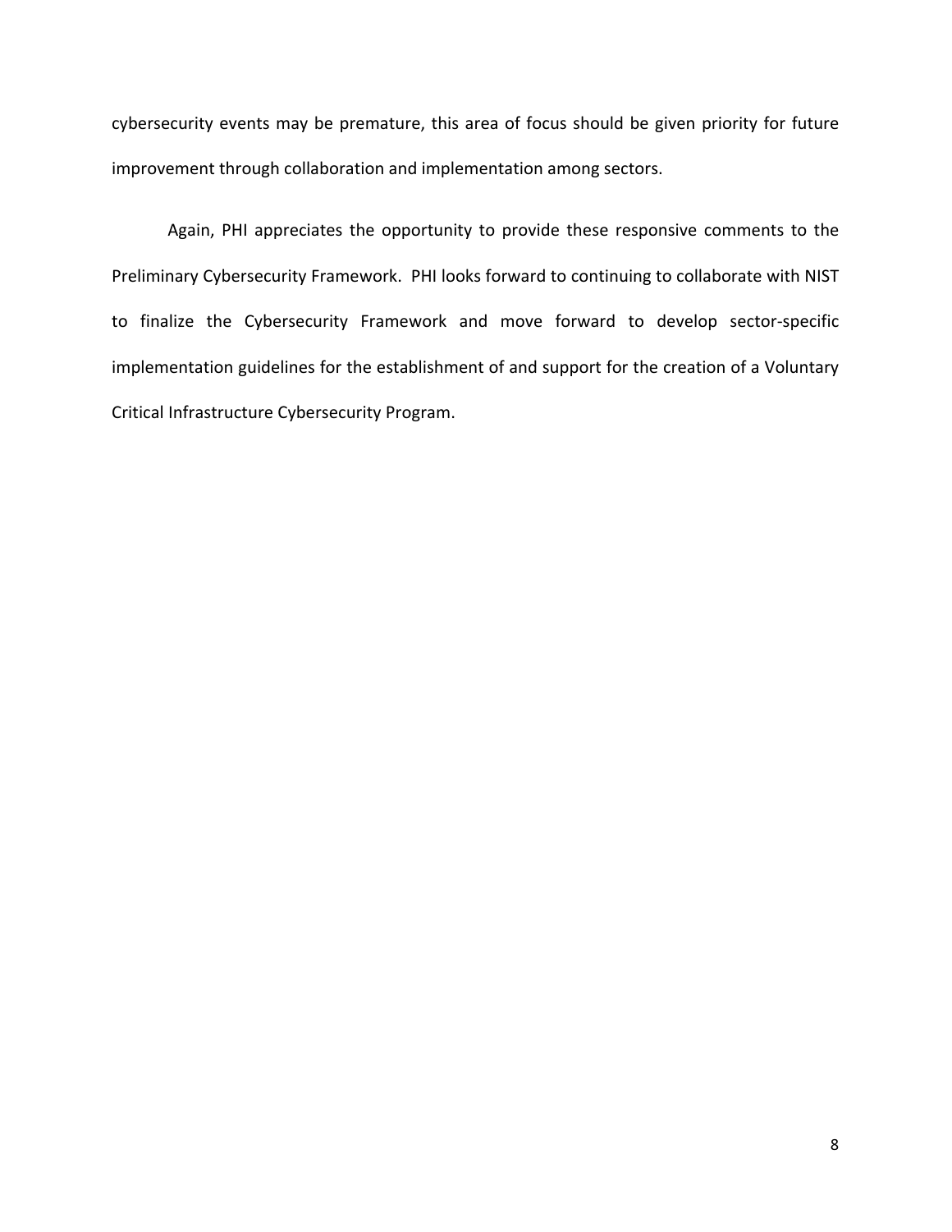cybersecurity events may be premature, this area of focus should be given priority for future improvement through collaboration and implementation among sectors.

Again, PHI appreciates the opportunity to provide these responsive comments to the Preliminary Cybersecurity Framework. PHI looks forward to continuing to collaborate with NIST to finalize the Cybersecurity Framework and move forward to develop sector-specific implementation guidelines for the establishment of and support for the creation of a Voluntary Critical Infrastructure Cybersecurity Program.